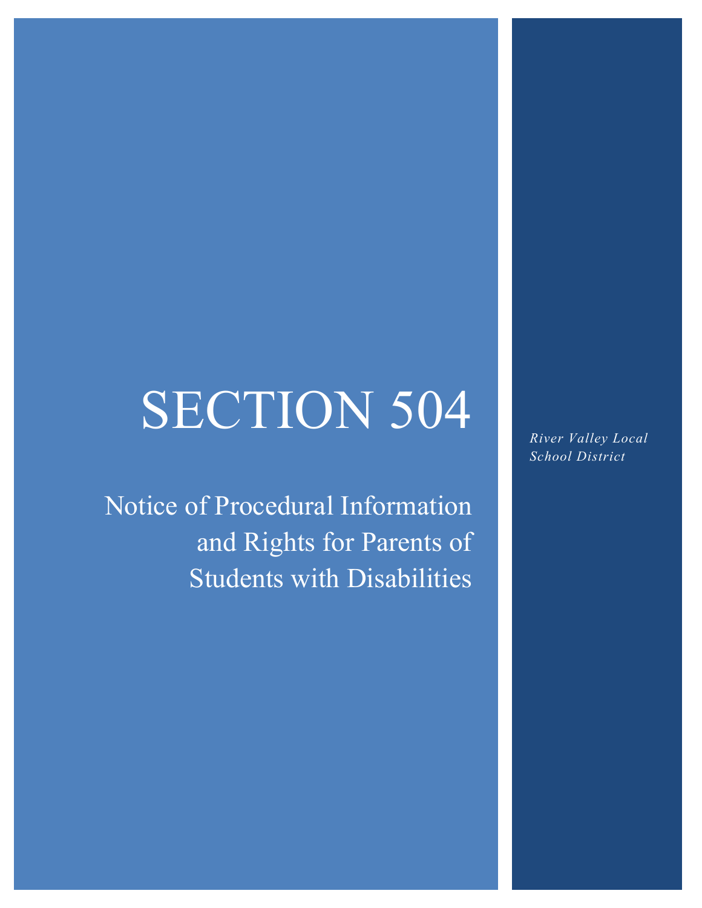# SECTION 504

## Notice of Procedural Information and Rights for Parents of Students with Disabilities

*River Valley Local School District*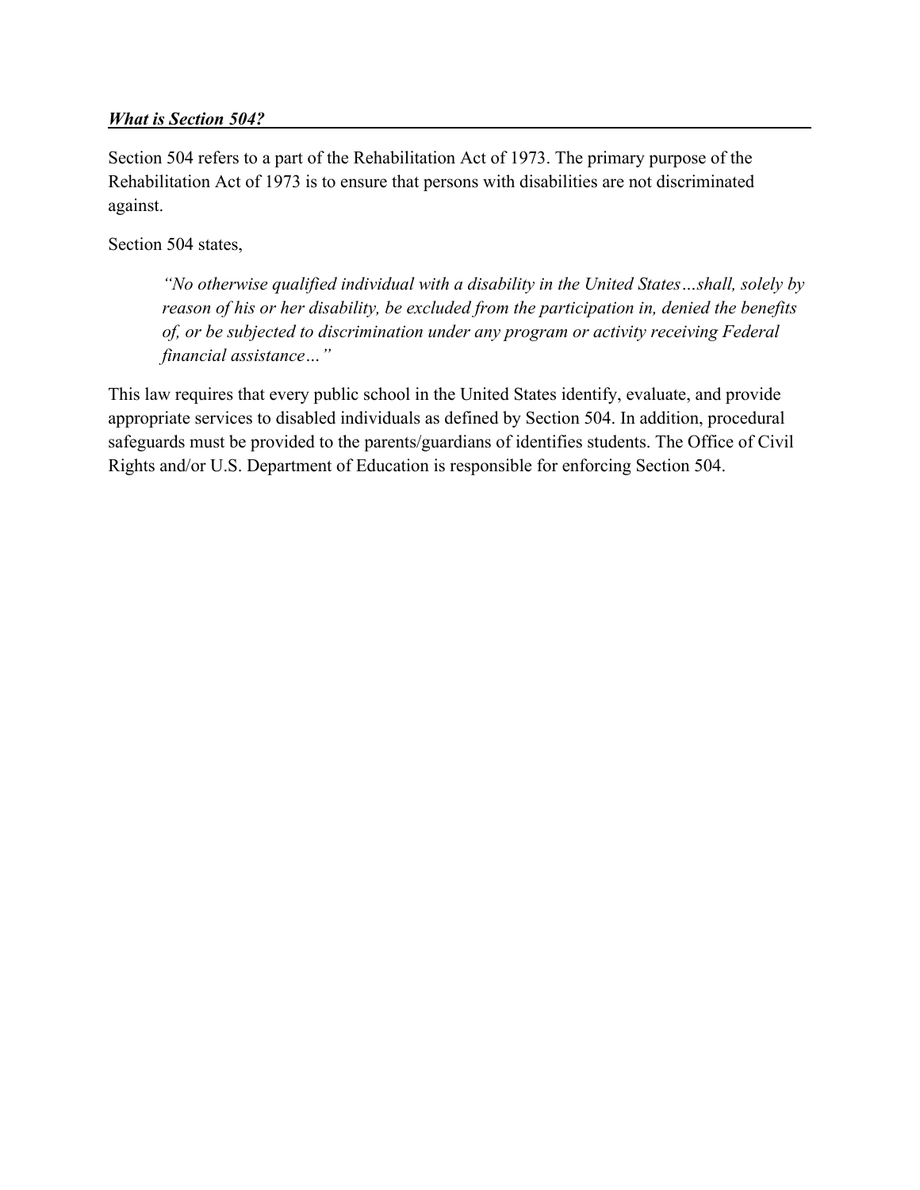***What is Section 504?***

Section 504 refers to a part of the Rehabilitation Act of 1973. The primary purpose of the Rehabilitation Act of 1973 is to ensure that persons with disabilities are not discriminated against.

Section 504 states,

> *"No otherwise qualified individual with a disability in the United States…shall, solely by reason of his or her disability, be excluded from the participation in, denied the benefits of, or be subjected to discrimination under any program or activity receiving Federal financial assistance…"*

This law requires that every public school in the United States identify, evaluate, and provide appropriate services to disabled individuals as defined by Section 504. In addition, procedural safeguards must be provided to the parents/guardians of identifies students. The Office of Civil Rights and/or U.S. Department of Education is responsible for enforcing Section 504.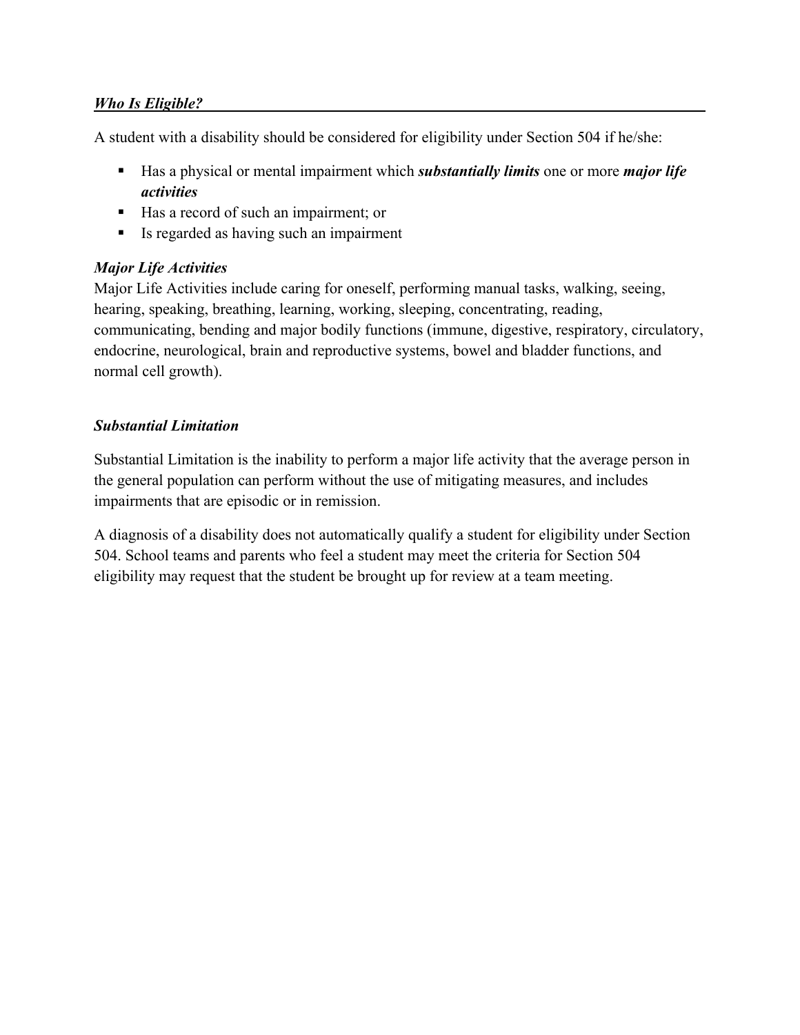## ***Who Is Eligible?***

A student with a disability should be considered for eligibility under Section 504 if he/she:

- Has a physical or mental impairment which ***substantially limits*** one or more ***major life activities***
- Has a record of such an impairment; or
- Is regarded as having such an impairment

### *Major Life Activities*

Major Life Activities include caring for oneself, performing manual tasks, walking, seeing, hearing, speaking, breathing, learning, working, sleeping, concentrating, reading, communicating, bending and major bodily functions (immune, digestive, respiratory, circulatory, endocrine, neurological, brain and reproductive systems, bowel and bladder functions, and normal cell growth).

### *Substantial Limitation*

Substantial Limitation is the inability to perform a major life activity that the average person in the general population can perform without the use of mitigating measures, and includes impairments that are episodic or in remission.

A diagnosis of a disability does not automatically qualify a student for eligibility under Section 504. School teams and parents who feel a student may meet the criteria for Section 504 eligibility may request that the student be brought up for review at a team meeting.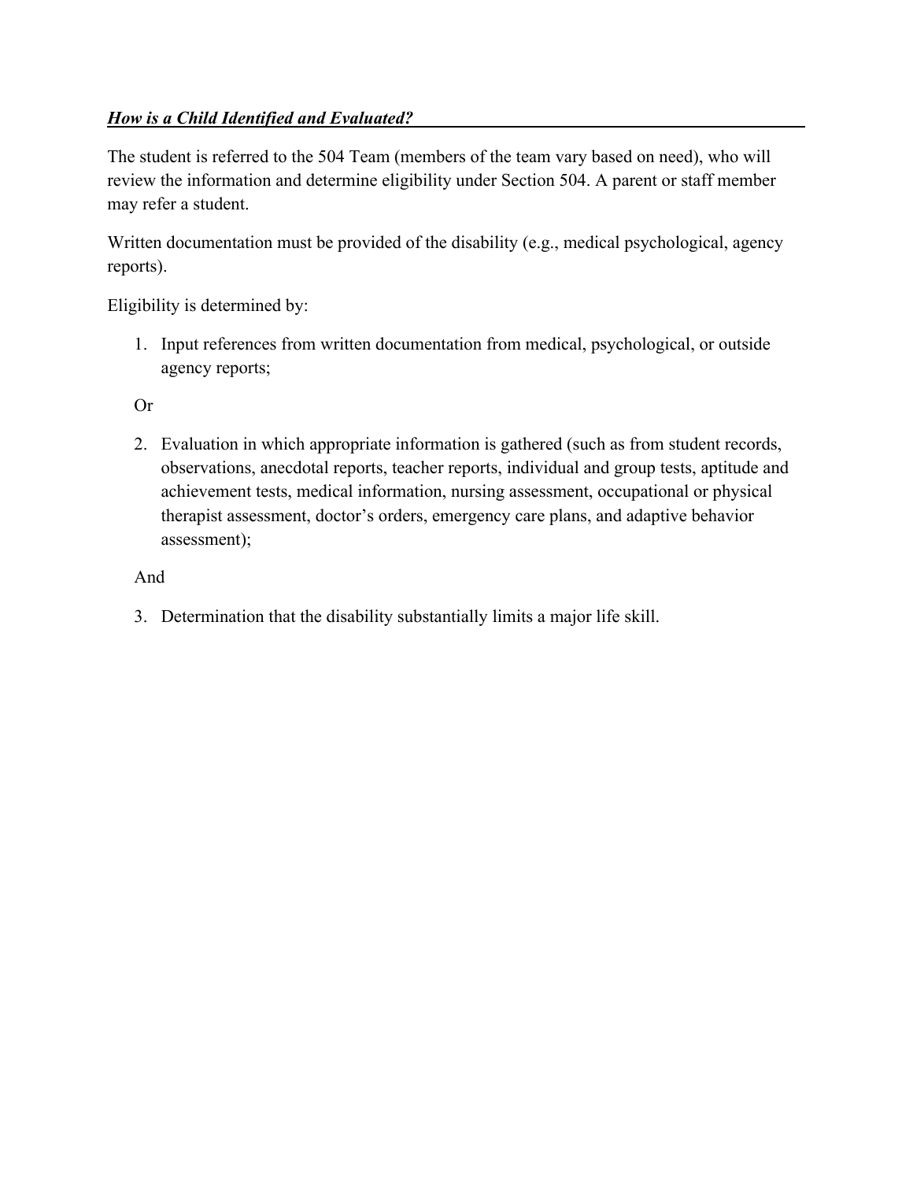***How is a Child Identified and Evaluated?***

The student is referred to the 504 Team (members of the team vary based on need), who will review the information and determine eligibility under Section 504. A parent or staff member may refer a student.

Written documentation must be provided of the disability (e.g., medical psychological, agency reports).

Eligibility is determined by:

1. Input references from written documentation from medical, psychological, or outside agency reports;

   Or

2. Evaluation in which appropriate information is gathered (such as from student records, observations, anecdotal reports, teacher reports, individual and group tests, aptitude and achievement tests, medical information, nursing assessment, occupational or physical therapist assessment, doctor's orders, emergency care plans, and adaptive behavior assessment);

   And

3. Determination that the disability substantially limits a major life skill.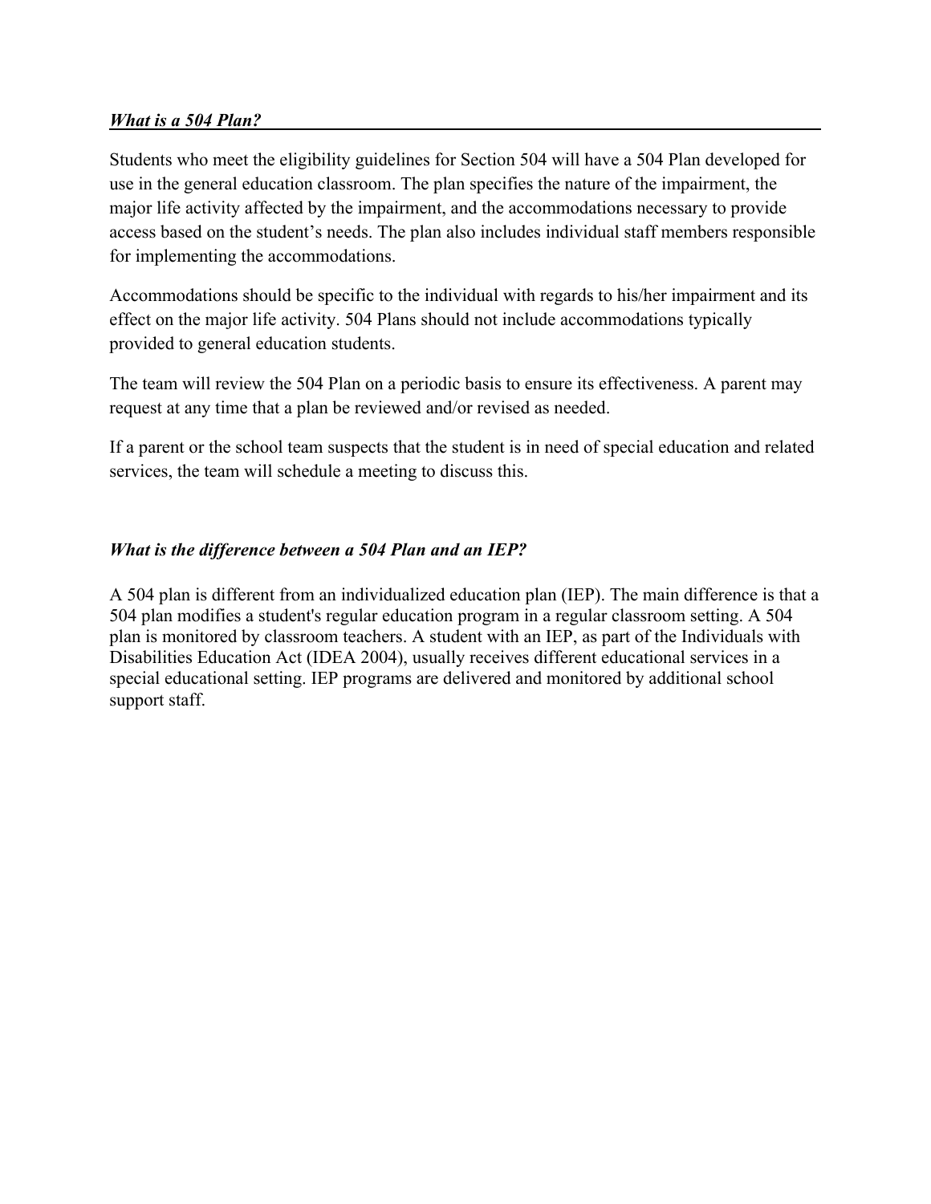## ***What is a 504 Plan?***

Students who meet the eligibility guidelines for Section 504 will have a 504 Plan developed for use in the general education classroom. The plan specifies the nature of the impairment, the major life activity affected by the impairment, and the accommodations necessary to provide access based on the student's needs. The plan also includes individual staff members responsible for implementing the accommodations.

Accommodations should be specific to the individual with regards to his/her impairment and its effect on the major life activity. 504 Plans should not include accommodations typically provided to general education students.

The team will review the 504 Plan on a periodic basis to ensure its effectiveness. A parent may request at any time that a plan be reviewed and/or revised as needed.

If a parent or the school team suspects that the student is in need of special education and related services, the team will schedule a meeting to discuss this.

## ***What is the difference between a 504 Plan and an IEP?***

A 504 plan is different from an individualized education plan (IEP). The main difference is that a 504 plan modifies a student's regular education program in a regular classroom setting. A 504 plan is monitored by classroom teachers. A student with an IEP, as part of the Individuals with Disabilities Education Act (IDEA 2004), usually receives different educational services in a special educational setting. IEP programs are delivered and monitored by additional school support staff.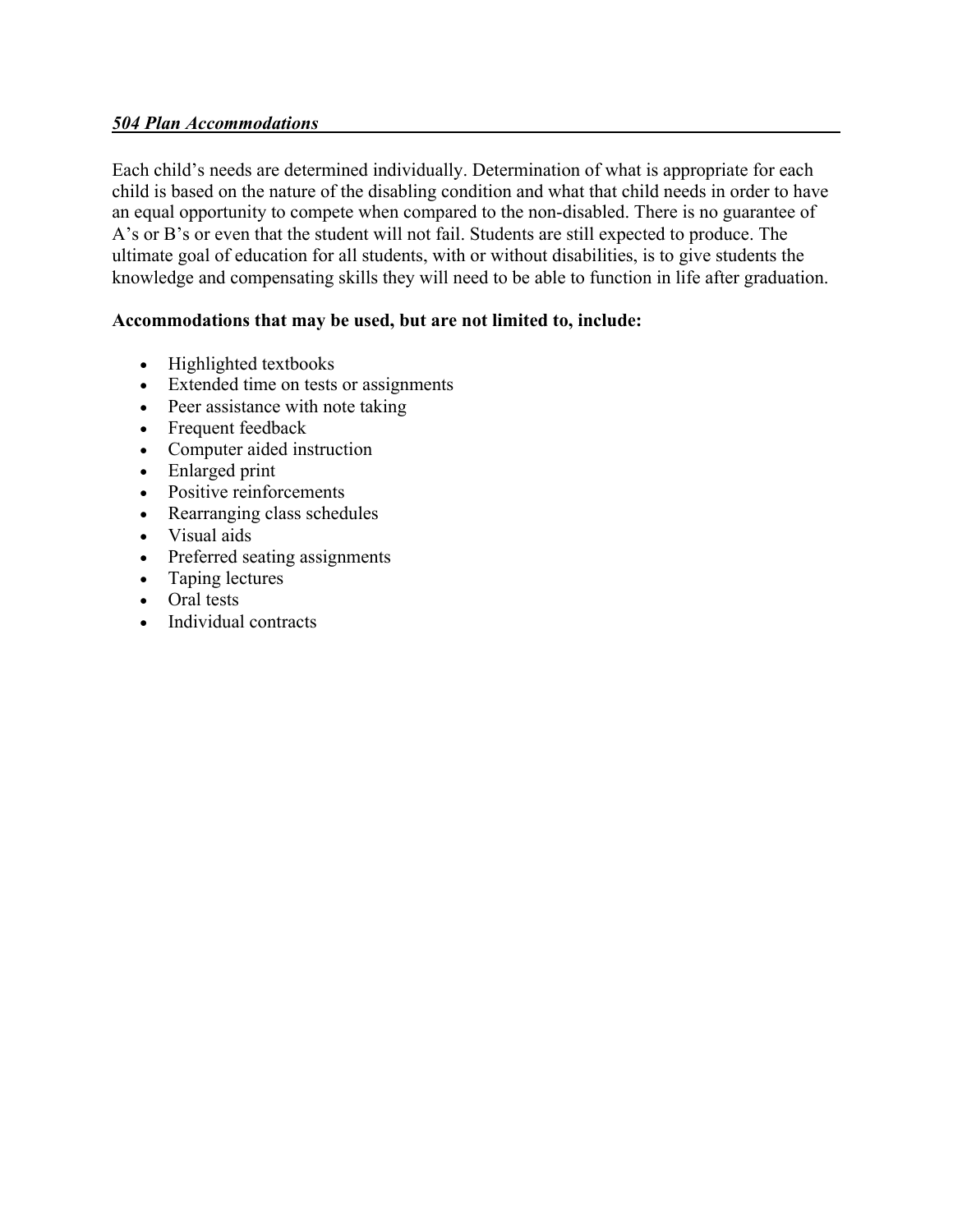## ***504 Plan Accommodations***

Each child's needs are determined individually. Determination of what is appropriate for each child is based on the nature of the disabling condition and what that child needs in order to have an equal opportunity to compete when compared to the non-disabled. There is no guarantee of A's or B's or even that the student will not fail. Students are still expected to produce. The ultimate goal of education for all students, with or without disabilities, is to give students the knowledge and compensating skills they will need to be able to function in life after graduation.

**Accommodations that may be used, but are not limited to, include:**

- Highlighted textbooks
- Extended time on tests or assignments
- Peer assistance with note taking
- Frequent feedback
- Computer aided instruction
- Enlarged print
- Positive reinforcements
- Rearranging class schedules
- Visual aids
- Preferred seating assignments
- Taping lectures
- Oral tests
- Individual contracts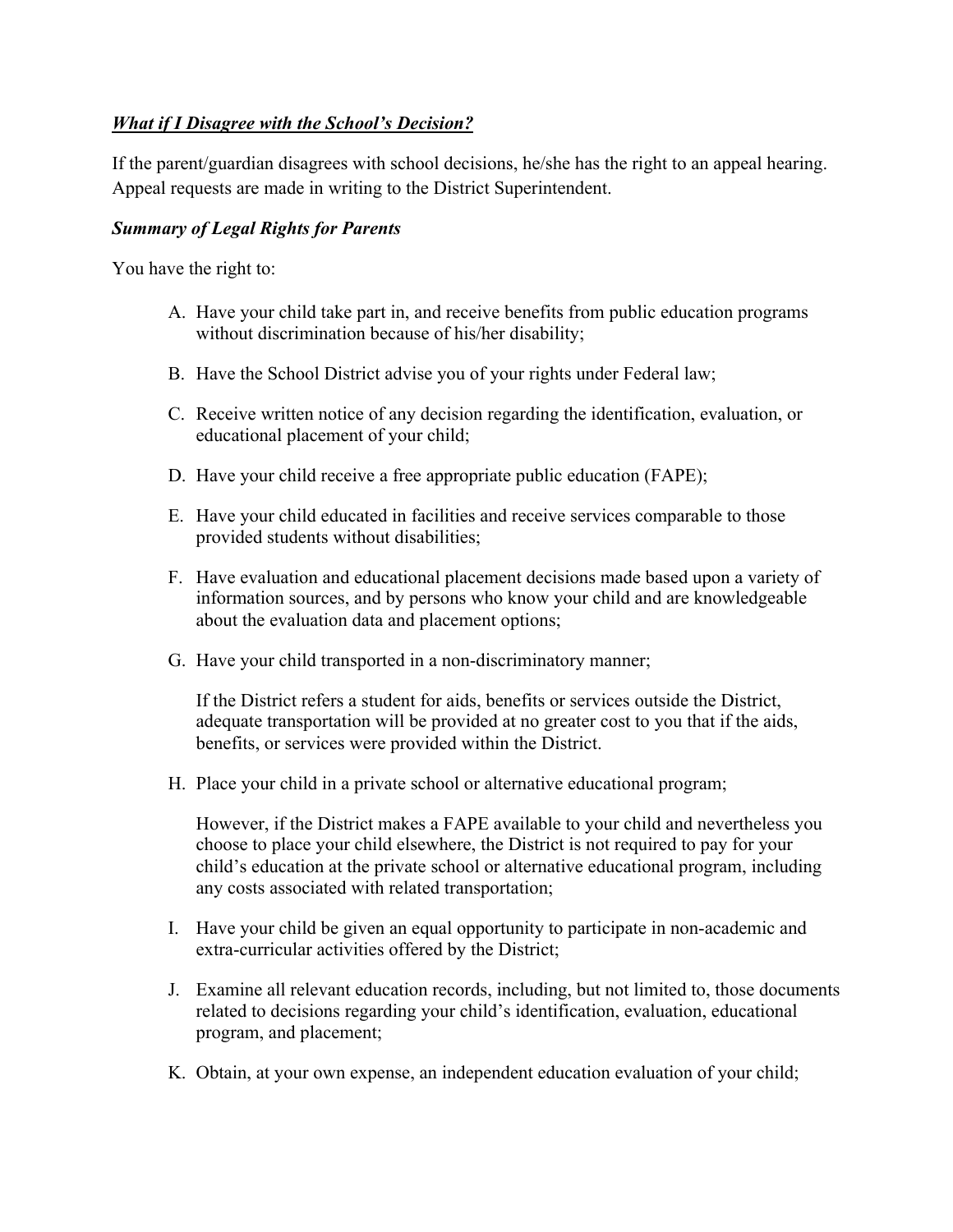***What if I Disagree with the School's Decision?***

If the parent/guardian disagrees with school decisions, he/she has the right to an appeal hearing. Appeal requests are made in writing to the District Superintendent.

***Summary of Legal Rights for Parents***

You have the right to:

A. Have your child take part in, and receive benefits from public education programs without discrimination because of his/her disability;

B. Have the School District advise you of your rights under Federal law;

C. Receive written notice of any decision regarding the identification, evaluation, or educational placement of your child;

D. Have your child receive a free appropriate public education (FAPE);

E. Have your child educated in facilities and receive services comparable to those provided students without disabilities;

F. Have evaluation and educational placement decisions made based upon a variety of information sources, and by persons who know your child and are knowledgeable about the evaluation data and placement options;

G. Have your child transported in a non-discriminatory manner;

   If the District refers a student for aids, benefits or services outside the District, adequate transportation will be provided at no greater cost to you that if the aids, benefits, or services were provided within the District.

H. Place your child in a private school or alternative educational program;

   However, if the District makes a FAPE available to your child and nevertheless you choose to place your child elsewhere, the District is not required to pay for your child's education at the private school or alternative educational program, including any costs associated with related transportation;

I. Have your child be given an equal opportunity to participate in non-academic and extra-curricular activities offered by the District;

J. Examine all relevant education records, including, but not limited to, those documents related to decisions regarding your child's identification, evaluation, educational program, and placement;

K. Obtain, at your own expense, an independent education evaluation of your child;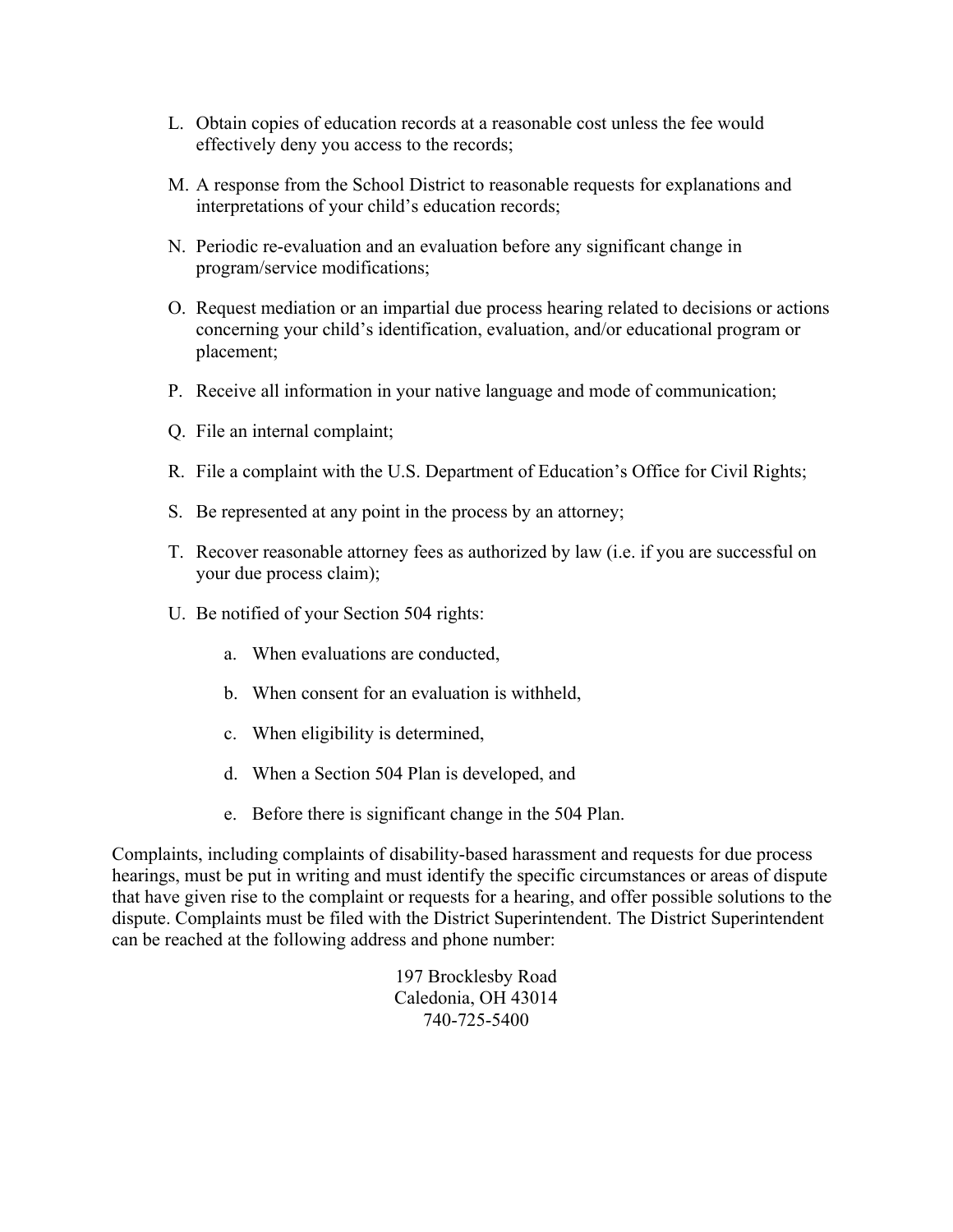L. Obtain copies of education records at a reasonable cost unless the fee would effectively deny you access to the records;

M. A response from the School District to reasonable requests for explanations and interpretations of your child's education records;

N. Periodic re-evaluation and an evaluation before any significant change in program/service modifications;

O. Request mediation or an impartial due process hearing related to decisions or actions concerning your child's identification, evaluation, and/or educational program or placement;

P. Receive all information in your native language and mode of communication;

Q. File an internal complaint;

R. File a complaint with the U.S. Department of Education's Office for Civil Rights;

S. Be represented at any point in the process by an attorney;

T. Recover reasonable attorney fees as authorized by law (i.e. if you are successful on your due process claim);

U. Be notified of your Section 504 rights:

   a. When evaluations are conducted,

   b. When consent for an evaluation is withheld,

   c. When eligibility is determined,

   d. When a Section 504 Plan is developed, and

   e. Before there is significant change in the 504 Plan.

Complaints, including complaints of disability-based harassment and requests for due process hearings, must be put in writing and must identify the specific circumstances or areas of dispute that have given rise to the complaint or requests for a hearing, and offer possible solutions to the dispute. Complaints must be filed with the District Superintendent. The District Superintendent can be reached at the following address and phone number:

197 Brocklesby Road
Caledonia, OH 43014
740-725-5400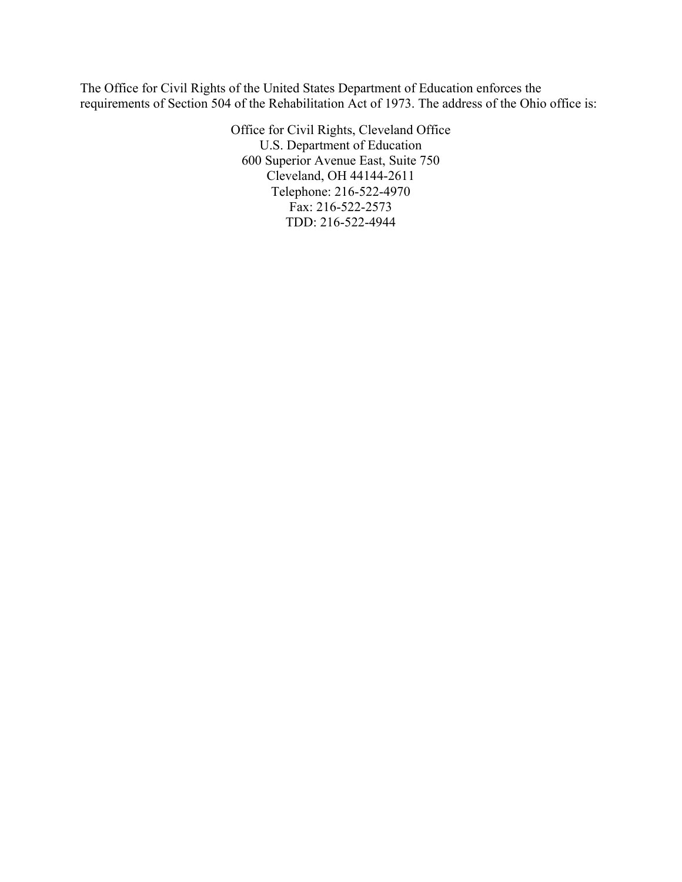The Office for Civil Rights of the United States Department of Education enforces the requirements of Section 504 of the Rehabilitation Act of 1973. The address of the Ohio office is:

Office for Civil Rights, Cleveland Office
U.S. Department of Education
600 Superior Avenue East, Suite 750
Cleveland, OH 44144-2611
Telephone: 216-522-4970
Fax: 216-522-2573
TDD: 216-522-4944